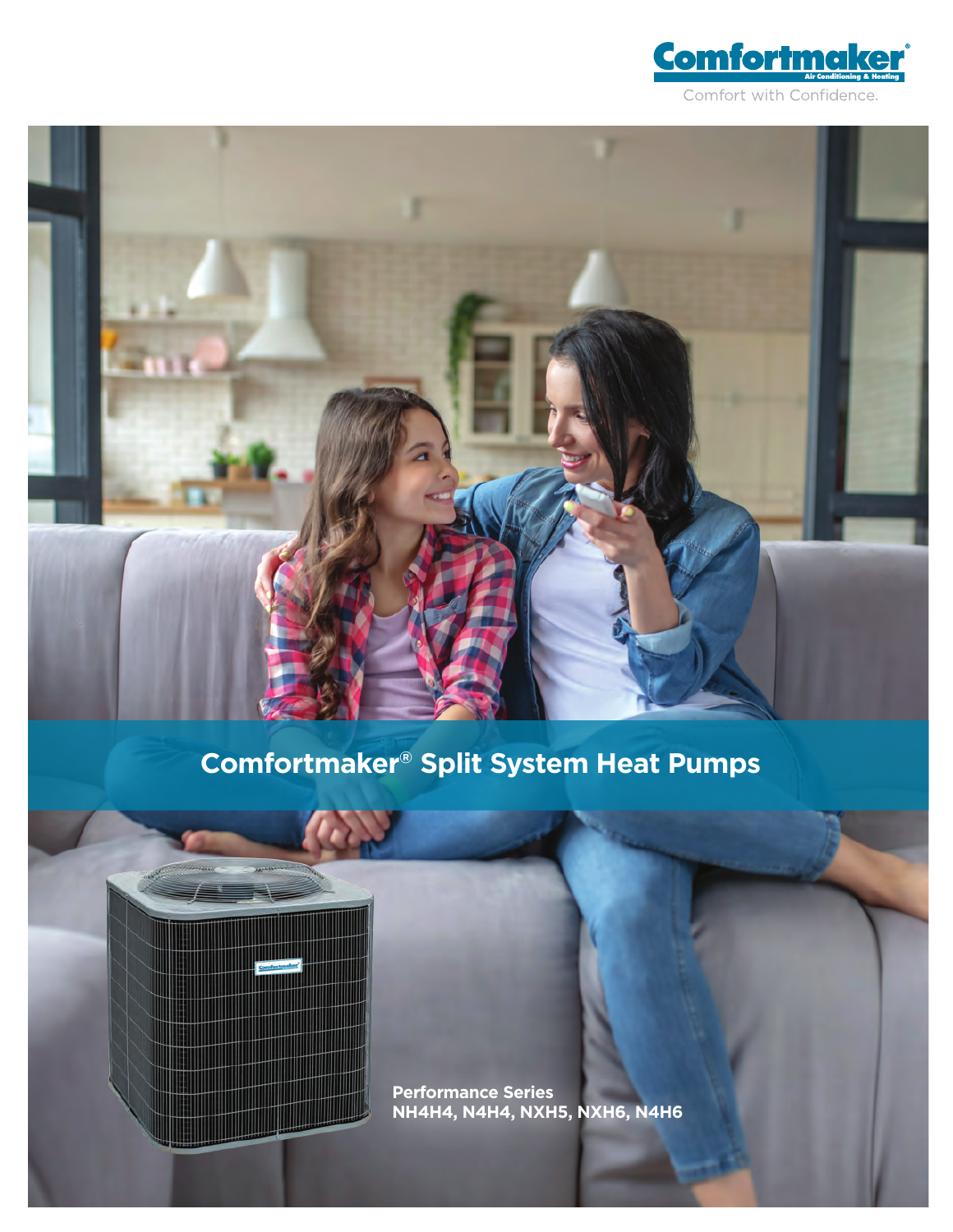Comfortmaker®

Air Conditioning & Heating

Comfort with Confidence.

# Comfortmaker® Split System Heat Pumps

**Performance Series**
**NH4H4, N4H4, NXH5, NXH6, N4H6**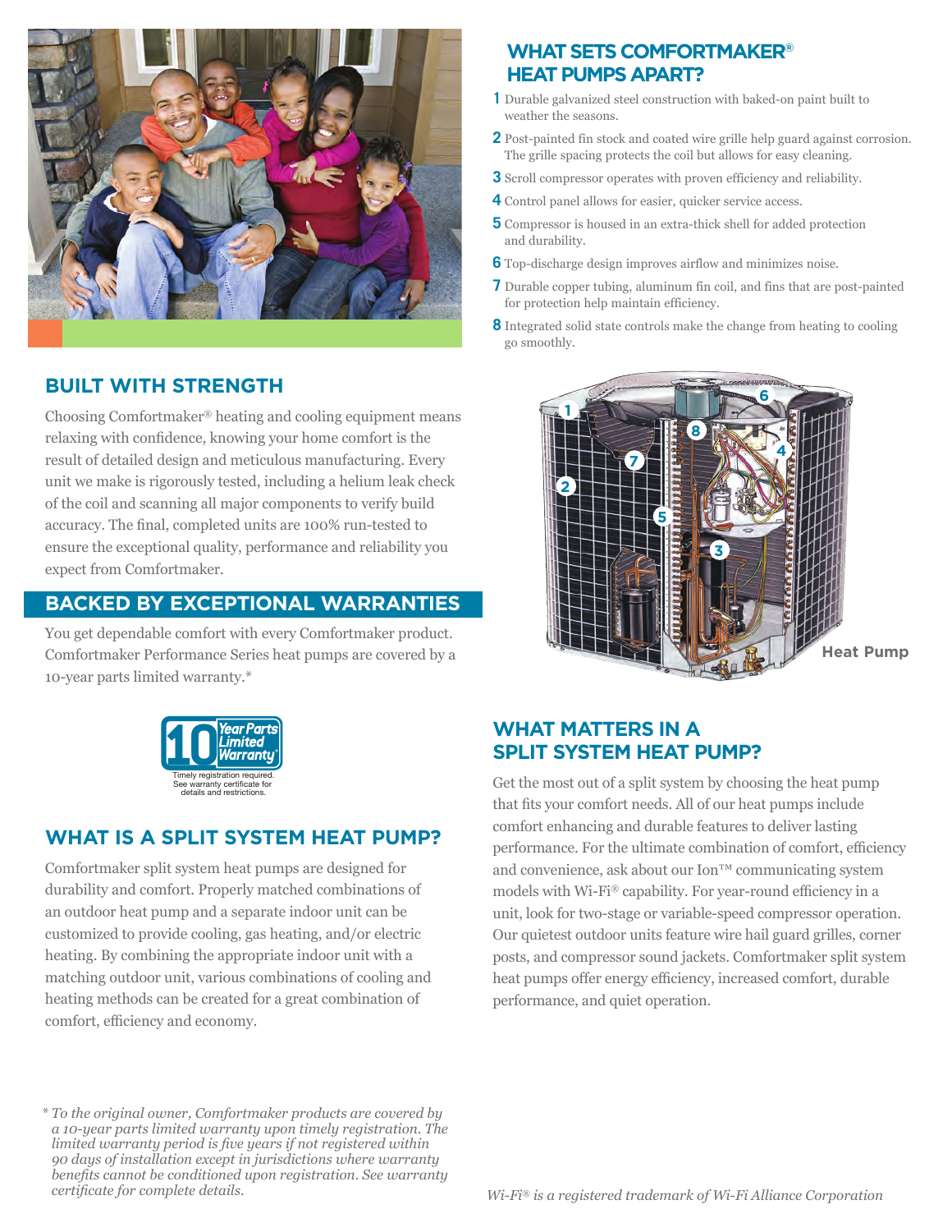## BUILT WITH STRENGTH

Choosing Comfortmaker® heating and cooling equipment means relaxing with confidence, knowing your home comfort is the result of detailed design and meticulous manufacturing. Every unit we make is rigorously tested, including a helium leak check of the coil and scanning all major components to verify build accuracy. The final, completed units are 100% run-tested to ensure the exceptional quality, performance and reliability you expect from Comfortmaker.

## BACKED BY EXCEPTIONAL WARRANTIES

You get dependable comfort with every Comfortmaker product. Comfortmaker Performance Series heat pumps are covered by a 10-year parts limited warranty.*

10 Year Parts Limited Warranty

Timely registration required. See warranty certificate for details and restrictions.

## WHAT IS A SPLIT SYSTEM HEAT PUMP?

Comfortmaker split system heat pumps are designed for durability and comfort. Properly matched combinations of an outdoor heat pump and a separate indoor unit can be customized to provide cooling, gas heating, and/or electric heating. By combining the appropriate indoor unit with a matching outdoor unit, various combinations of cooling and heating methods can be created for a great combination of comfort, efficiency and economy.

## WHAT SETS COMFORTMAKER® HEAT PUMPS APART?

1. Durable galvanized steel construction with baked-on paint built to weather the seasons.
2. Post-painted fin stock and coated wire grille help guard against corrosion. The grille spacing protects the coil but allows for easy cleaning.
3. Scroll compressor operates with proven efficiency and reliability.
4. Control panel allows for easier, quicker service access.
5. Compressor is housed in an extra-thick shell for added protection and durability.
6. Top-discharge design improves airflow and minimizes noise.
7. Durable copper tubing, aluminum fin coil, and fins that are post-painted for protection help maintain efficiency.
8. Integrated solid state controls make the change from heating to cooling go smoothly.

**Heat Pump**

## WHAT MATTERS IN A SPLIT SYSTEM HEAT PUMP?

Get the most out of a split system by choosing the heat pump that fits your comfort needs. All of our heat pumps include comfort enhancing and durable features to deliver lasting performance. For the ultimate combination of comfort, efficiency and convenience, ask about our Ion™ communicating system models with Wi-Fi® capability. For year-round efficiency in a unit, look for two-stage or variable-speed compressor operation. Our quietest outdoor units feature wire hail guard grilles, corner posts, and compressor sound jackets. Comfortmaker split system heat pumps offer energy efficiency, increased comfort, durable performance, and quiet operation.

*\* To the original owner, Comfortmaker products are covered by a 10-year parts limited warranty upon timely registration. The limited warranty period is five years if not registered within 90 days of installation except in jurisdictions where warranty benefits cannot be conditioned upon registration. See warranty certificate for complete details.*

*Wi-Fi® is a registered trademark of Wi-Fi Alliance Corporation*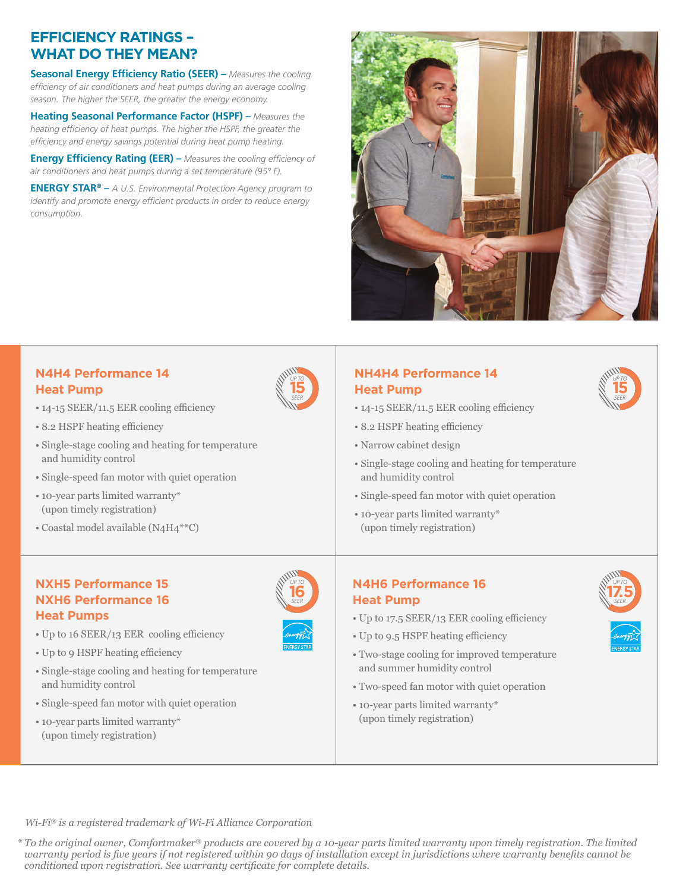## EFFICIENCY RATINGS – WHAT DO THEY MEAN?

**Seasonal Energy Efficiency Ratio (SEER) –** *Measures the cooling efficiency of air conditioners and heat pumps during an average cooling season. The higher the SEER, the greater the energy economy.*

**Heating Seasonal Performance Factor (HSPF) –** *Measures the heating efficiency of heat pumps. The higher the HSPF, the greater the efficiency and energy savings potential during heat pump heating.*

**Energy Efficiency Rating (EER) –** *Measures the cooling efficiency of air conditioners and heat pumps during a set temperature (95° F).*

**ENERGY STAR® –** *A U.S. Environmental Protection Agency program to identify and promote energy efficient products in order to reduce energy consumption.*

### N4H4 Performance 14 Heat Pump

UP TO 15 SEER

- 14-15 SEER/11.5 EER cooling efficiency
- 8.2 HSPF heating efficiency
- Single-stage cooling and heating for temperature and humidity control
- Single-speed fan motor with quiet operation
- 10-year parts limited warranty* (upon timely registration)
- Coastal model available (N4H4**C)

### NH4H4 Performance 14 Heat Pump

UP TO 15 SEER

- 14-15 SEER/11.5 EER cooling efficiency
- 8.2 HSPF heating efficiency
- Narrow cabinet design
- Single-stage cooling and heating for temperature and humidity control
- Single-speed fan motor with quiet operation
- 10-year parts limited warranty* (upon timely registration)

### NXH5 Performance 15 NXH6 Performance 16 Heat Pumps

UP TO 16 SEER

ENERGY STAR

- Up to 16 SEER/13 EER cooling efficiency
- Up to 9 HSPF heating efficiency
- Single-stage cooling and heating for temperature and humidity control
- Single-speed fan motor with quiet operation
- 10-year parts limited warranty* (upon timely registration)

### N4H6 Performance 16 Heat Pump

UP TO 17.5 SEER

ENERGY STAR

- Up to 17.5 SEER/13 EER cooling efficiency
- Up to 9.5 HSPF heating efficiency
- Two-stage cooling for improved temperature and summer humidity control
- Two-speed fan motor with quiet operation
- 10-year parts limited warranty* (upon timely registration)

*Wi-Fi® is a registered trademark of Wi-Fi Alliance Corporation*

\* *To the original owner, Comfortmaker® products are covered by a 10-year parts limited warranty upon timely registration. The limited warranty period is five years if not registered within 90 days of installation except in jurisdictions where warranty benefits cannot be conditioned upon registration. See warranty certificate for complete details.*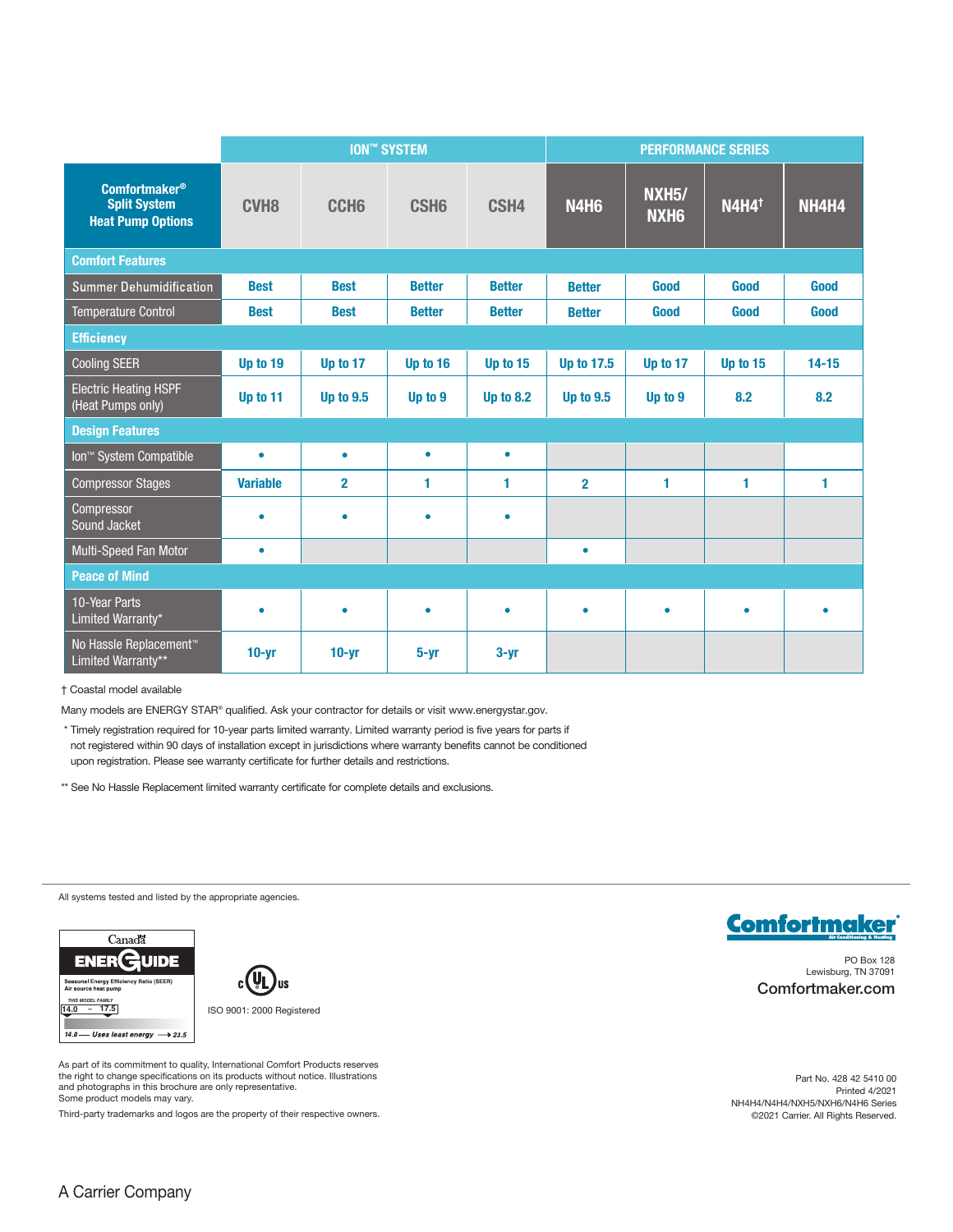| Comfortmaker® Split System Heat Pump Options | ION™ SYSTEM | | | | PERFORMANCE SERIES | | | |
|---|---|---|---|---|---|---|---|---|
| | CVH8 | CCH6 | CSH6 | CSH4 | N4H6 | NXH5/ NXH6 | N4H4† | NH4H4 |
| **Comfort Features** | | | | | | | | |
| Summer Dehumidification | Best | Best | Better | Better | Better | Good | Good | Good |
| Temperature Control | Best | Best | Better | Better | Better | Good | Good | Good |
| **Efficiency** | | | | | | | | |
| Cooling SEER | Up to 19 | Up to 17 | Up to 16 | Up to 15 | Up to 17.5 | Up to 17 | Up to 15 | 14-15 |
| Electric Heating HSPF (Heat Pumps only) | Up to 11 | Up to 9.5 | Up to 9 | Up to 8.2 | Up to 9.5 | Up to 9 | 8.2 | 8.2 |
| **Design Features** | | | | | | | | |
| Ion™ System Compatible | • | • | • | • | | | | |
| Compressor Stages | Variable | 2 | 1 | 1 | 2 | 1 | 1 | 1 |
| Compressor Sound Jacket | • | • | • | • | | | | |
| Multi-Speed Fan Motor | • | | | | • | | | |
| **Peace of Mind** | | | | | | | | |
| 10-Year Parts Limited Warranty* | • | • | • | • | • | • | • | • |
| No Hassle Replacement™ Limited Warranty** | 10-yr | 10-yr | 5-yr | 3-yr | | | | |

† Coastal model available

Many models are ENERGY STAR® qualified. Ask your contractor for details or visit www.energystar.gov.

\* Timely registration required for 10-year parts limited warranty. Limited warranty period is five years for parts if not registered within 90 days of installation except in jurisdictions where warranty benefits cannot be conditioned upon registration. Please see warranty certificate for further details and restrictions.

** See No Hassle Replacement limited warranty certificate for complete details and exclusions.

All systems tested and listed by the appropriate agencies.

Canada ENERGUIDE

Seasonal Energy Efficiency Ratio (SEER) Air source heat pump

THIS MODEL FAMILY 14.0 – 17.5

14.0 — Uses least energy → 23.5

ISO 9001: 2000 Registered

Comfortmaker® Air Conditioning & Heating

PO Box 128
Lewisburg, TN 37091
Comfortmaker.com

As part of its commitment to quality, International Comfort Products reserves the right to change specifications on its products without notice. Illustrations and photographs in this brochure are only representative.
Some product models may vary.

Third-party trademarks and logos are the property of their respective owners.

Part No. 428 42 5410 00
Printed 4/2021
NH4H4/N4H4/NXH5/NXH6/N4H6 Series
©2021 Carrier. All Rights Reserved.

A Carrier Company